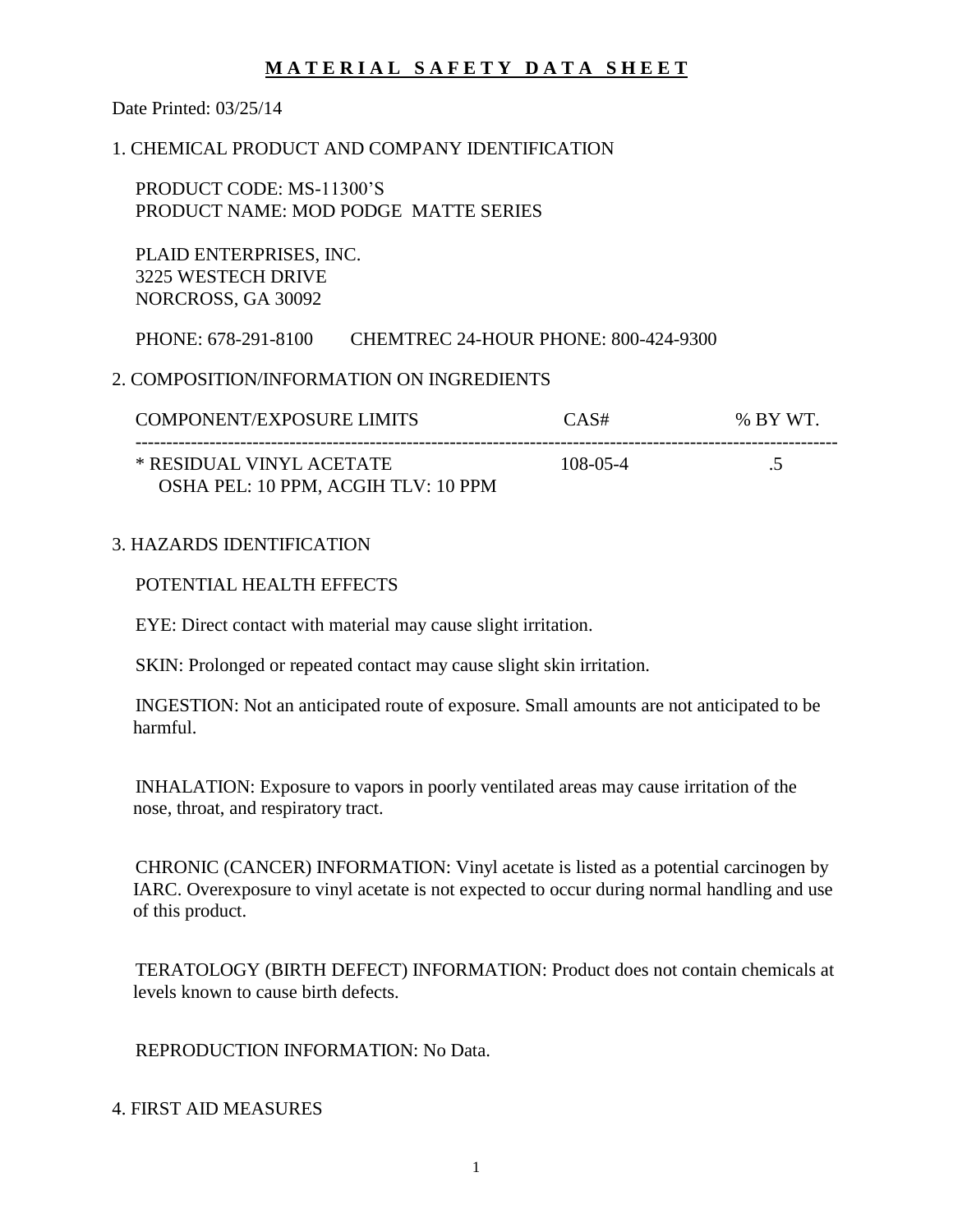# MATERIAL SAFETY DATA SHEET

Date Printed: 03/25/14

## 1. CHEMICAL PRODUCT AND COMPANY IDENTIFICATION

PRODUCT CODE: MS-11300'S
PRODUCT NAME: MOD PODGE MATTE SERIES

PLAID ENTERPRISES, INC.
3225 WESTECH DRIVE
NORCROSS, GA 30092

PHONE: 678-291-8100 CHEMTREC 24-HOUR PHONE: 800-424-9300

## 2. COMPOSITION/INFORMATION ON INGREDIENTS

| COMPONENT/EXPOSURE LIMITS | CAS# | % BY WT. |
|---|---|---|
| * RESIDUAL VINYL ACETATE<br>OSHA PEL: 10 PPM, ACGIH TLV: 10 PPM | 108-05-4 | .5 |

## 3. HAZARDS IDENTIFICATION

POTENTIAL HEALTH EFFECTS

EYE: Direct contact with material may cause slight irritation.

SKIN: Prolonged or repeated contact may cause slight skin irritation.

INGESTION: Not an anticipated route of exposure. Small amounts are not anticipated to be harmful.

INHALATION: Exposure to vapors in poorly ventilated areas may cause irritation of the nose, throat, and respiratory tract.

CHRONIC (CANCER) INFORMATION: Vinyl acetate is listed as a potential carcinogen by IARC. Overexposure to vinyl acetate is not expected to occur during normal handling and use of this product.

TERATOLOGY (BIRTH DEFECT) INFORMATION: Product does not contain chemicals at levels known to cause birth defects.

REPRODUCTION INFORMATION: No Data.

## 4. FIRST AID MEASURES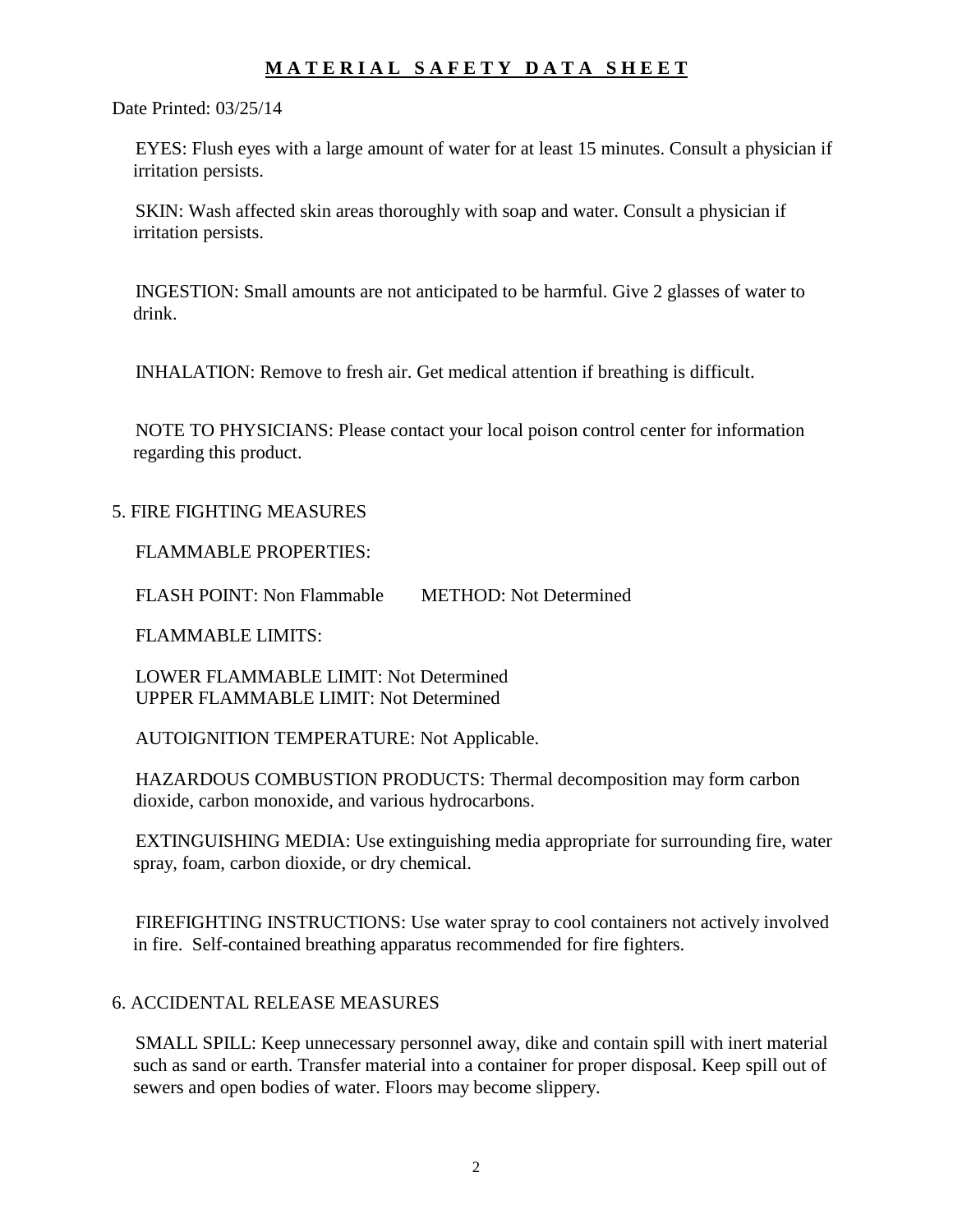# MATERIAL SAFETY DATA SHEET

Date Printed: 03/25/14

EYES: Flush eyes with a large amount of water for at least 15 minutes. Consult a physician if irritation persists.

SKIN: Wash affected skin areas thoroughly with soap and water. Consult a physician if irritation persists.

INGESTION: Small amounts are not anticipated to be harmful. Give 2 glasses of water to drink.

INHALATION: Remove to fresh air. Get medical attention if breathing is difficult.

NOTE TO PHYSICIANS: Please contact your local poison control center for information regarding this product.

## 5. FIRE FIGHTING MEASURES

FLAMMABLE PROPERTIES:

FLASH POINT: Non Flammable  METHOD: Not Determined

FLAMMABLE LIMITS:

LOWER FLAMMABLE LIMIT: Not Determined
UPPER FLAMMABLE LIMIT: Not Determined

AUTOIGNITION TEMPERATURE: Not Applicable.

HAZARDOUS COMBUSTION PRODUCTS: Thermal decomposition may form carbon dioxide, carbon monoxide, and various hydrocarbons.

EXTINGUISHING MEDIA: Use extinguishing media appropriate for surrounding fire, water spray, foam, carbon dioxide, or dry chemical.

FIREFIGHTING INSTRUCTIONS: Use water spray to cool containers not actively involved in fire. Self-contained breathing apparatus recommended for fire fighters.

## 6. ACCIDENTAL RELEASE MEASURES

SMALL SPILL: Keep unnecessary personnel away, dike and contain spill with inert material such as sand or earth. Transfer material into a container for proper disposal. Keep spill out of sewers and open bodies of water. Floors may become slippery.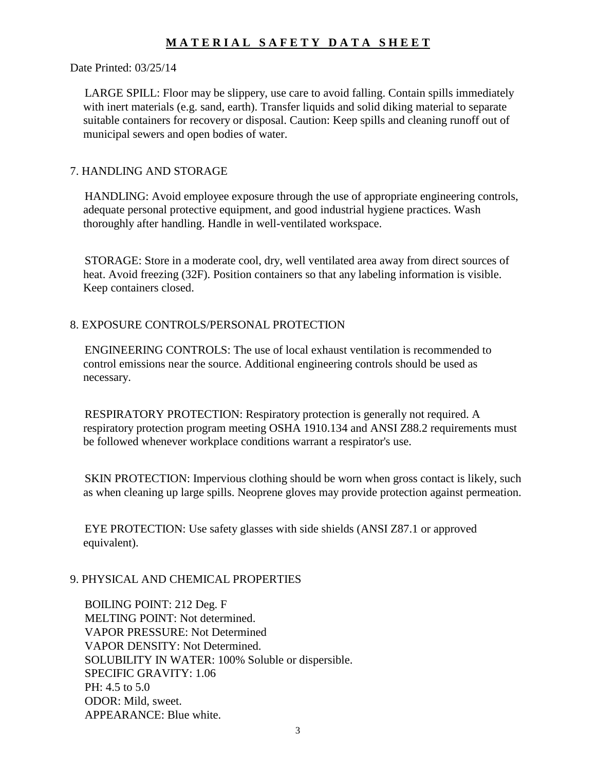# MATERIAL SAFETY DATA SHEET

Date Printed: 03/25/14

LARGE SPILL: Floor may be slippery, use care to avoid falling. Contain spills immediately with inert materials (e.g. sand, earth). Transfer liquids and solid diking material to separate suitable containers for recovery or disposal. Caution: Keep spills and cleaning runoff out of municipal sewers and open bodies of water.

## 7. HANDLING AND STORAGE

HANDLING: Avoid employee exposure through the use of appropriate engineering controls, adequate personal protective equipment, and good industrial hygiene practices. Wash thoroughly after handling. Handle in well-ventilated workspace.

STORAGE: Store in a moderate cool, dry, well ventilated area away from direct sources of heat. Avoid freezing (32F). Position containers so that any labeling information is visible. Keep containers closed.

## 8. EXPOSURE CONTROLS/PERSONAL PROTECTION

ENGINEERING CONTROLS: The use of local exhaust ventilation is recommended to control emissions near the source. Additional engineering controls should be used as necessary.

RESPIRATORY PROTECTION: Respiratory protection is generally not required. A respiratory protection program meeting OSHA 1910.134 and ANSI Z88.2 requirements must be followed whenever workplace conditions warrant a respirator's use.

SKIN PROTECTION: Impervious clothing should be worn when gross contact is likely, such as when cleaning up large spills. Neoprene gloves may provide protection against permeation.

EYE PROTECTION: Use safety glasses with side shields (ANSI Z87.1 or approved equivalent).

## 9. PHYSICAL AND CHEMICAL PROPERTIES

BOILING POINT: 212 Deg. F
MELTING POINT: Not determined.
VAPOR PRESSURE: Not Determined
VAPOR DENSITY: Not Determined.
SOLUBILITY IN WATER: 100% Soluble or dispersible.
SPECIFIC GRAVITY: 1.06
PH: 4.5 to 5.0
ODOR: Mild, sweet.
APPEARANCE: Blue white.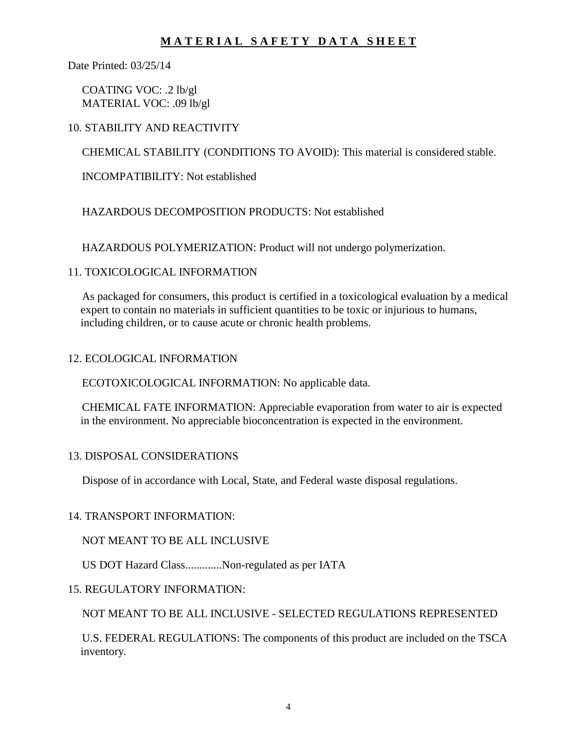**M A T E R I A L  S A F E T Y  D A T A  S H E E T**

Date Printed: 03/25/14

COATING VOC: .2 lb/gl
MATERIAL VOC: .09 lb/gl

## 10. STABILITY AND REACTIVITY

CHEMICAL STABILITY (CONDITIONS TO AVOID): This material is considered stable.

INCOMPATIBILITY: Not established

HAZARDOUS DECOMPOSITION PRODUCTS: Not established

HAZARDOUS POLYMERIZATION: Product will not undergo polymerization.

## 11. TOXICOLOGICAL INFORMATION

As packaged for consumers, this product is certified in a toxicological evaluation by a medical expert to contain no materials in sufficient quantities to be toxic or injurious to humans, including children, or to cause acute or chronic health problems.

## 12. ECOLOGICAL INFORMATION

ECOTOXICOLOGICAL INFORMATION: No applicable data.

CHEMICAL FATE INFORMATION: Appreciable evaporation from water to air is expected in the environment. No appreciable bioconcentration is expected in the environment.

## 13. DISPOSAL CONSIDERATIONS

Dispose of in accordance with Local, State, and Federal waste disposal regulations.

## 14. TRANSPORT INFORMATION:

NOT MEANT TO BE ALL INCLUSIVE

US DOT Hazard Class.............Non-regulated as per IATA

## 15. REGULATORY INFORMATION:

NOT MEANT TO BE ALL INCLUSIVE - SELECTED REGULATIONS REPRESENTED

U.S. FEDERAL REGULATIONS: The components of this product are included on the TSCA inventory.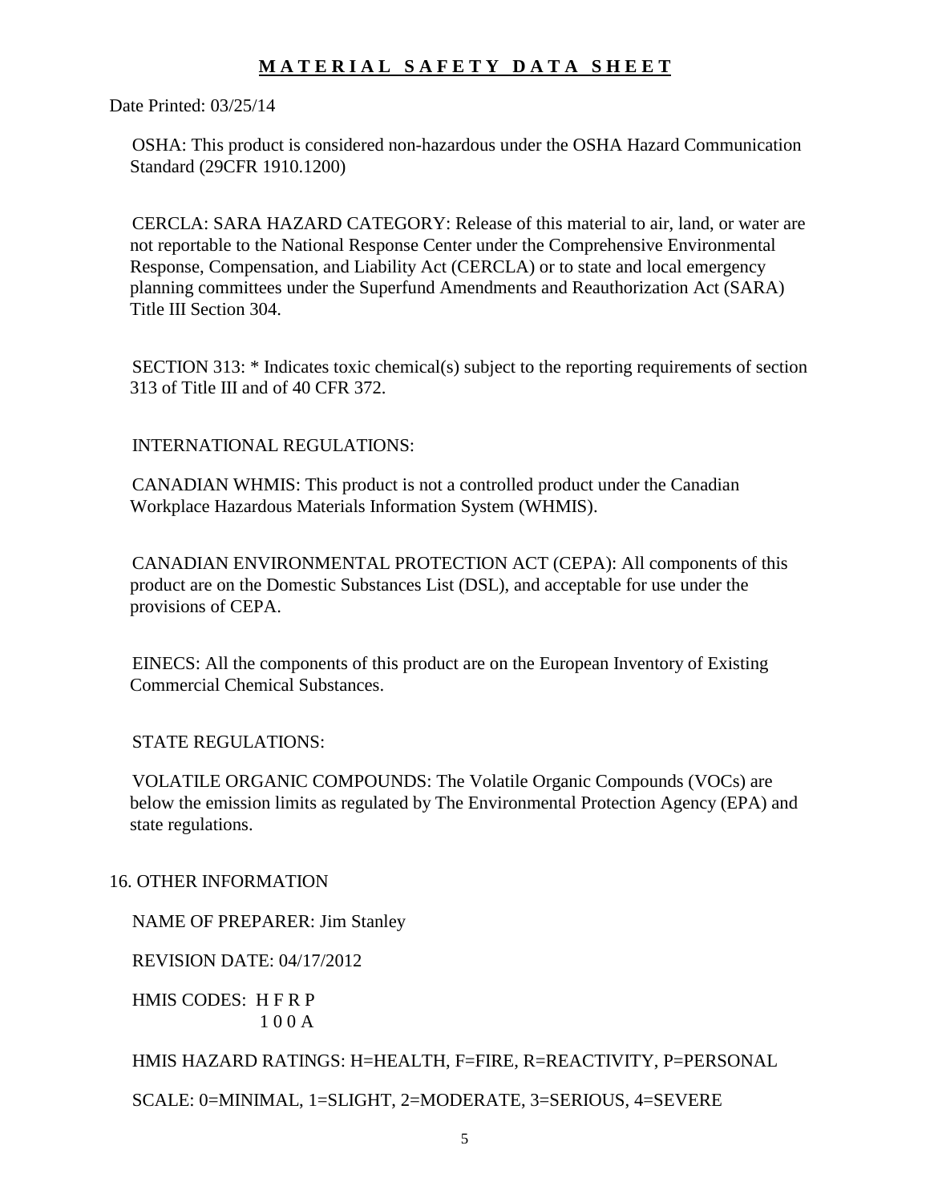# M A T E R I A L   S A F E T Y   D A T A   S H E E T

Date Printed: 03/25/14

OSHA: This product is considered non-hazardous under the OSHA Hazard Communication Standard (29CFR 1910.1200)

CERCLA: SARA HAZARD CATEGORY: Release of this material to air, land, or water are not reportable to the National Response Center under the Comprehensive Environmental Response, Compensation, and Liability Act (CERCLA) or to state and local emergency planning committees under the Superfund Amendments and Reauthorization Act (SARA) Title III Section 304.

SECTION 313: * Indicates toxic chemical(s) subject to the reporting requirements of section 313 of Title III and of 40 CFR 372.

INTERNATIONAL REGULATIONS:

CANADIAN WHMIS: This product is not a controlled product under the Canadian Workplace Hazardous Materials Information System (WHMIS).

CANADIAN ENVIRONMENTAL PROTECTION ACT (CEPA): All components of this product are on the Domestic Substances List (DSL), and acceptable for use under the provisions of CEPA.

EINECS: All the components of this product are on the European Inventory of Existing Commercial Chemical Substances.

STATE REGULATIONS:

VOLATILE ORGANIC COMPOUNDS: The Volatile Organic Compounds (VOCs) are below the emission limits as regulated by The Environmental Protection Agency (EPA) and state regulations.

## 16. OTHER INFORMATION

NAME OF PREPARER: Jim Stanley

REVISION DATE: 04/17/2012

HMIS CODES:

| H | F | R | P |
|---|---|---|---|
| 1 | 0 | 0 | A |

HMIS HAZARD RATINGS: H=HEALTH, F=FIRE, R=REACTIVITY, P=PERSONAL

SCALE: 0=MINIMAL, 1=SLIGHT, 2=MODERATE, 3=SERIOUS, 4=SEVERE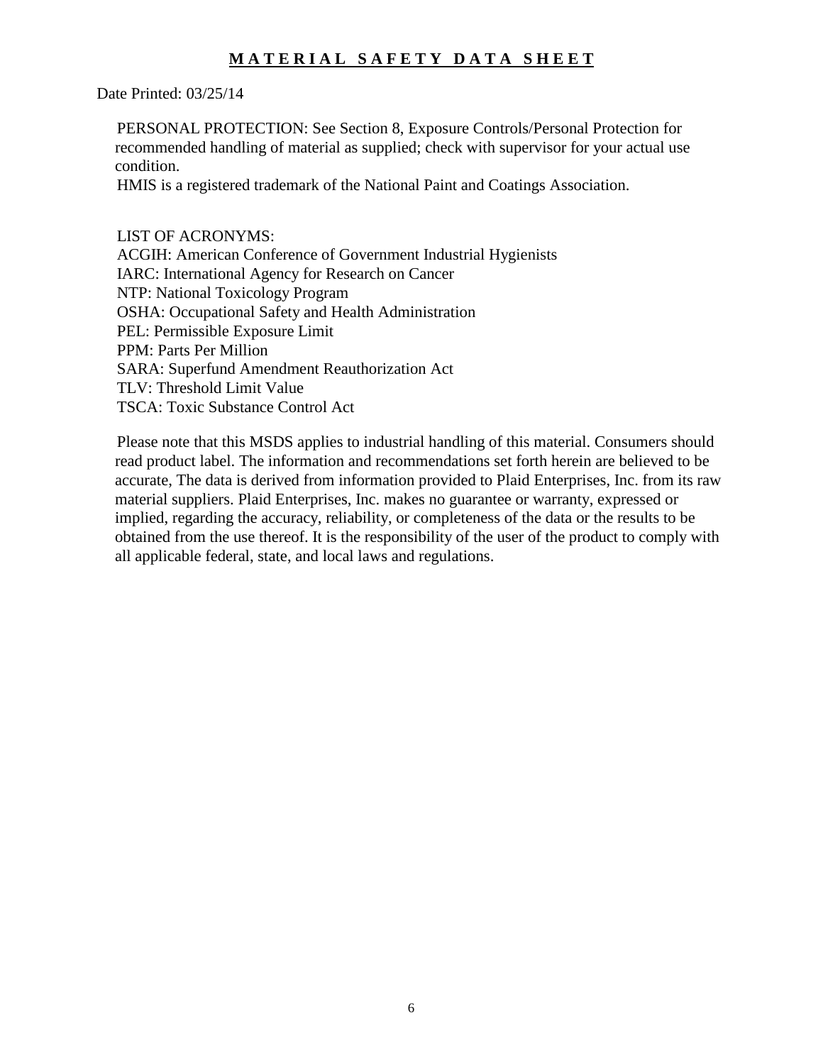# MATERIAL SAFETY DATA SHEET

Date Printed: 03/25/14

PERSONAL PROTECTION: See Section 8, Exposure Controls/Personal Protection for recommended handling of material as supplied; check with supervisor for your actual use condition.

HMIS is a registered trademark of the National Paint and Coatings Association.

LIST OF ACRONYMS:
ACGIH: American Conference of Government Industrial Hygienists
IARC: International Agency for Research on Cancer
NTP: National Toxicology Program
OSHA: Occupational Safety and Health Administration
PEL: Permissible Exposure Limit
PPM: Parts Per Million
SARA: Superfund Amendment Reauthorization Act
TLV: Threshold Limit Value
TSCA: Toxic Substance Control Act

Please note that this MSDS applies to industrial handling of this material. Consumers should read product label. The information and recommendations set forth herein are believed to be accurate, The data is derived from information provided to Plaid Enterprises, Inc. from its raw material suppliers. Plaid Enterprises, Inc. makes no guarantee or warranty, expressed or implied, regarding the accuracy, reliability, or completeness of the data or the results to be obtained from the use thereof. It is the responsibility of the user of the product to comply with all applicable federal, state, and local laws and regulations.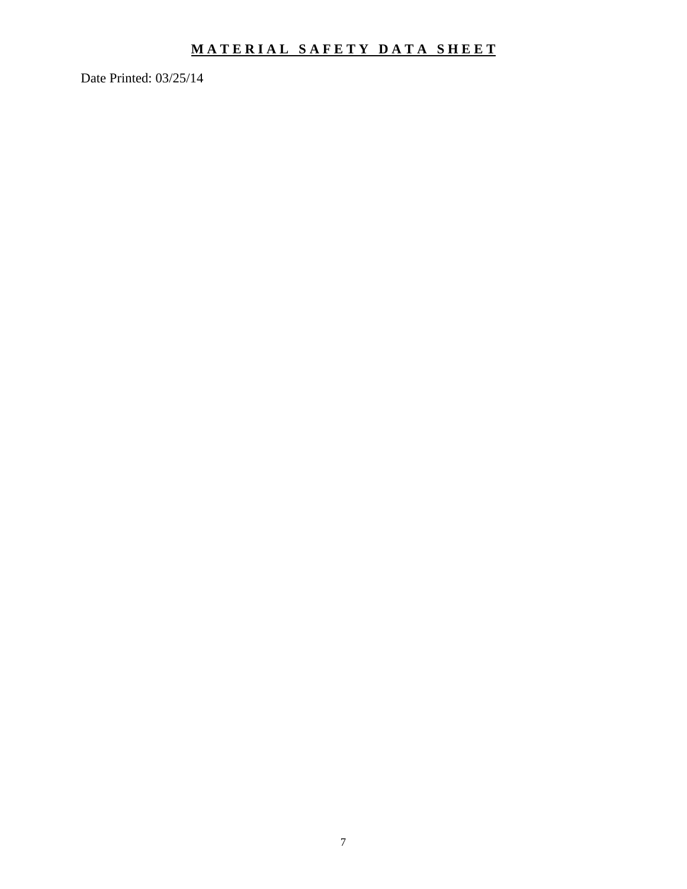**M A T E R I A L   S A F E T Y   D A T A   S H E E T**

Date Printed: 03/25/14